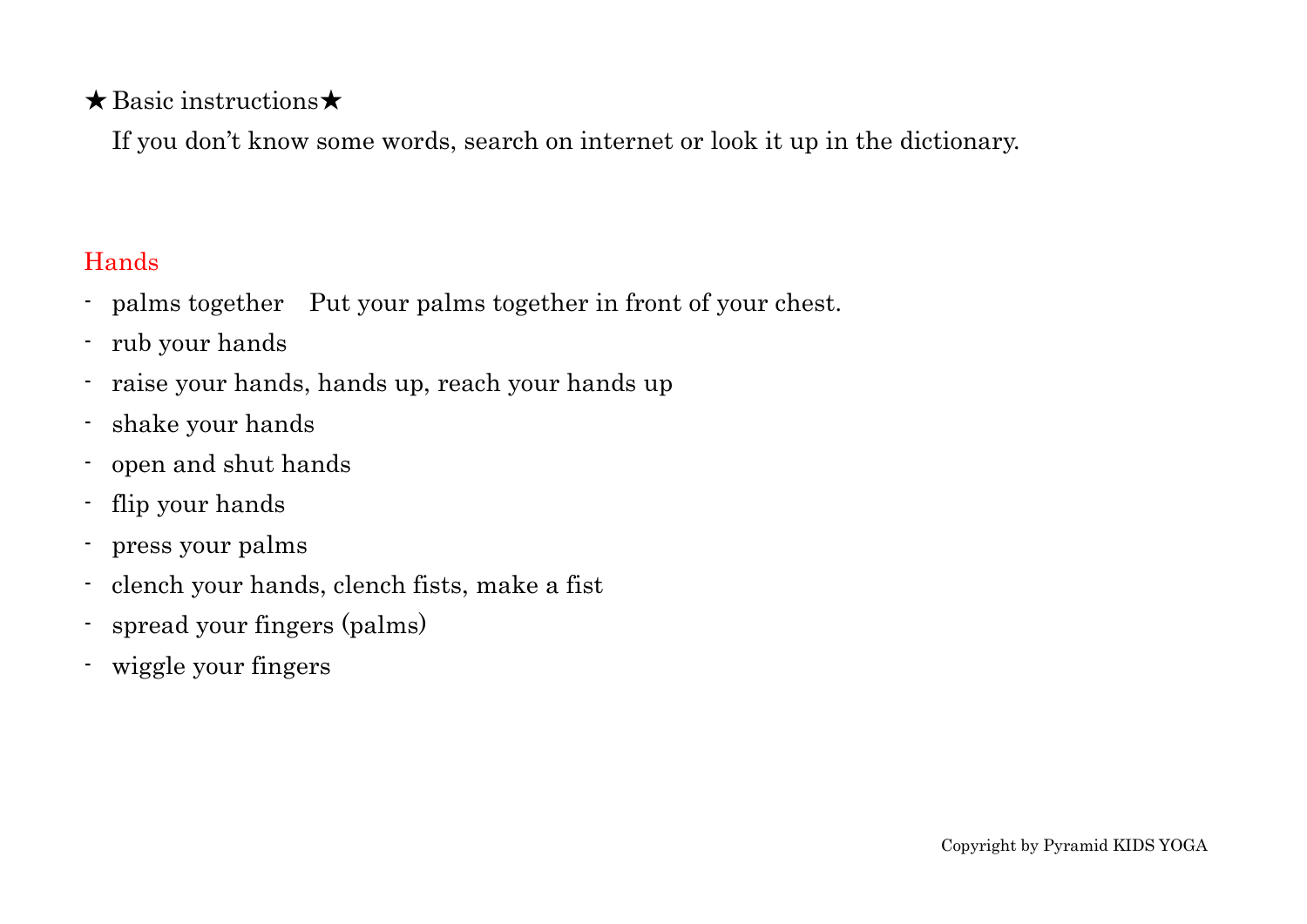## ★Basic instructions★

If you don't know some words, search on internet or look it up in the dictionary.

### Hands

- palms together　Put your palms together in front of your chest.
- rub your hands
- raise your hands, hands up, reach your hands up
- shake your hands
- open and shut hands
- flip your hands
- press your palms
- clench your hands, clench fists, make a fist
- spread your fingers (palms)
- wiggle your fingers

Copyright by Pyramid KIDS YOGA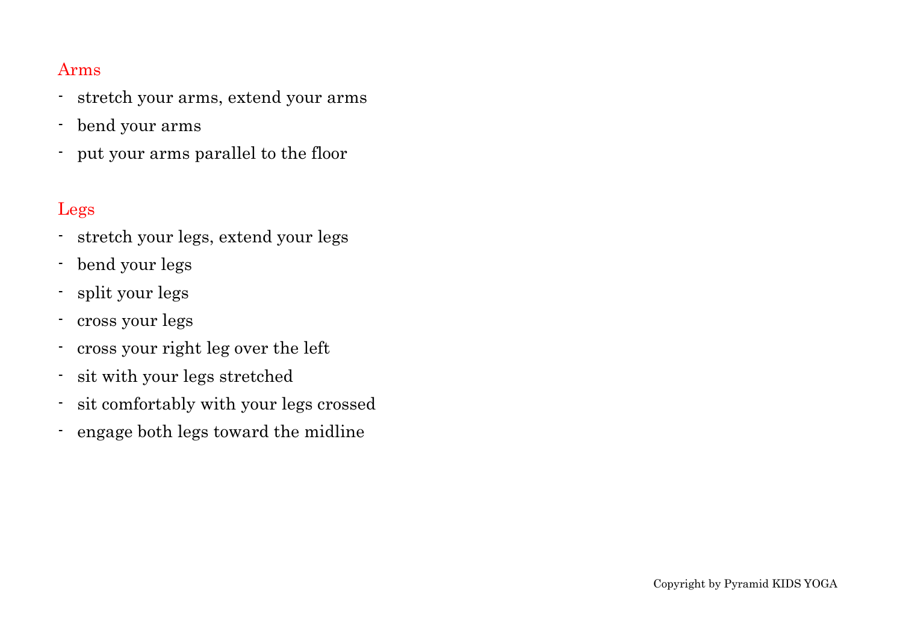## Arms

- stretch your arms, extend your arms
- bend your arms
- put your arms parallel to the floor

## Legs

- stretch your legs, extend your legs
- bend your legs
- split your legs
- cross your legs
- cross your right leg over the left
- sit with your legs stretched
- sit comfortably with your legs crossed
- engage both legs toward the midline

Copyright by Pyramid KIDS YOGA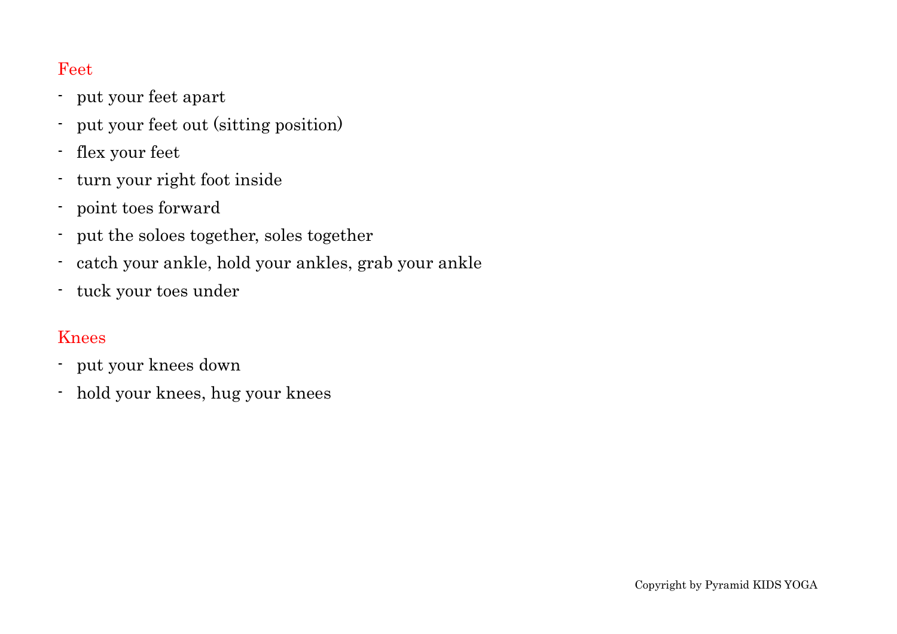## Feet

- put your feet apart
- put your feet out (sitting position)
- flex your feet
- turn your right foot inside
- point toes forward
- put the soloes together, soles together
- catch your ankle, hold your ankles, grab your ankle
- tuck your toes under

## Knees

- put your knees down
- hold your knees, hug your knees

Copyright by Pyramid KIDS YOGA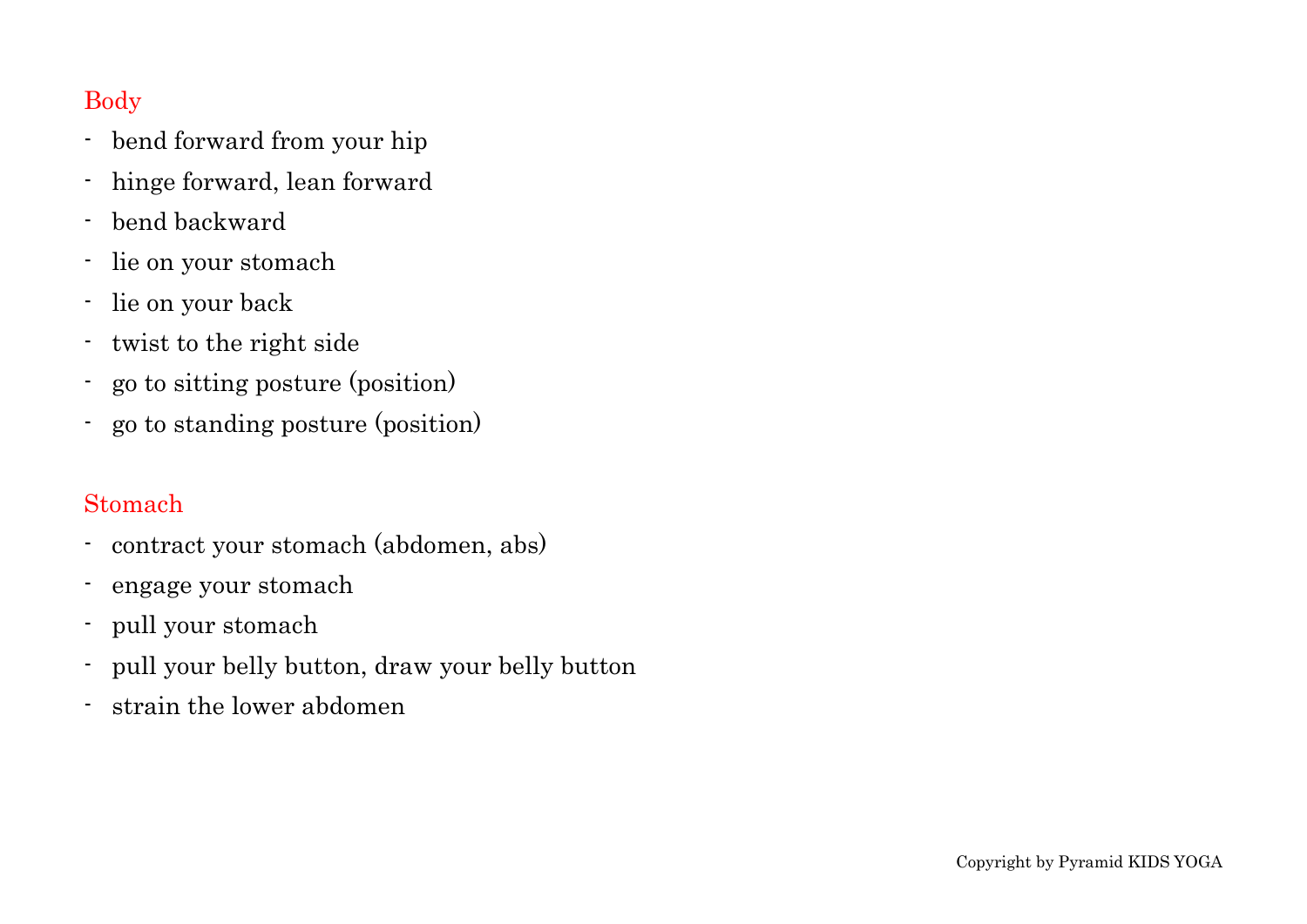## Body

- bend forward from your hip
- hinge forward, lean forward
- bend backward
- lie on your stomach
- lie on your back
- twist to the right side
- go to sitting posture (position)
- go to standing posture (position)

## Stomach

- contract your stomach (abdomen, abs)
- engage your stomach
- pull your stomach
- pull your belly button, draw your belly button
- strain the lower abdomen

Copyright by Pyramid KIDS YOGA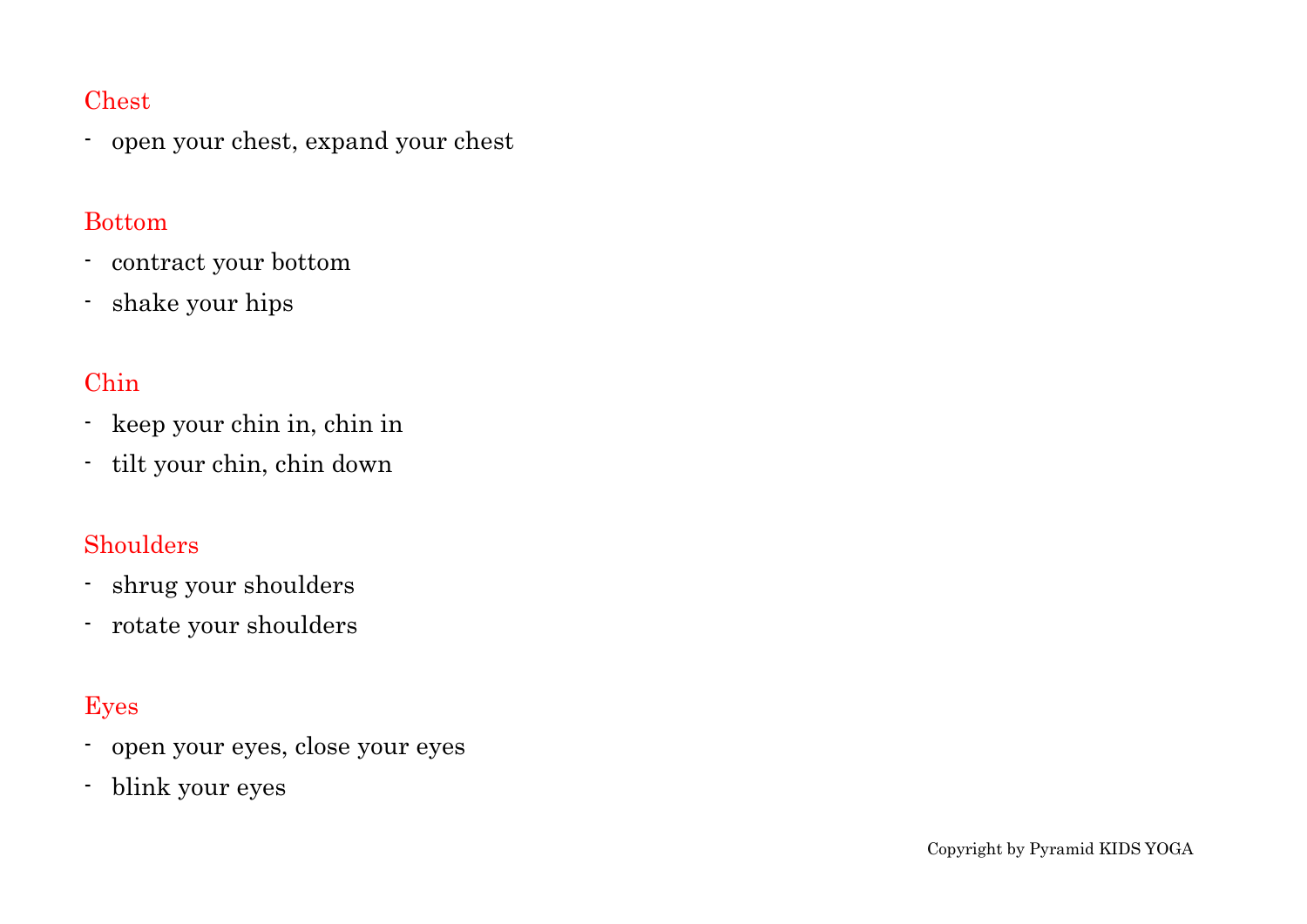## Chest

- open your chest, expand your chest

## Bottom

- contract your bottom
- shake your hips

## Chin

- keep your chin in, chin in
- tilt your chin, chin down

## Shoulders

- shrug your shoulders
- rotate your shoulders

## Eyes

- open your eyes, close your eyes
- blink your eyes

Copyright by Pyramid KIDS YOGA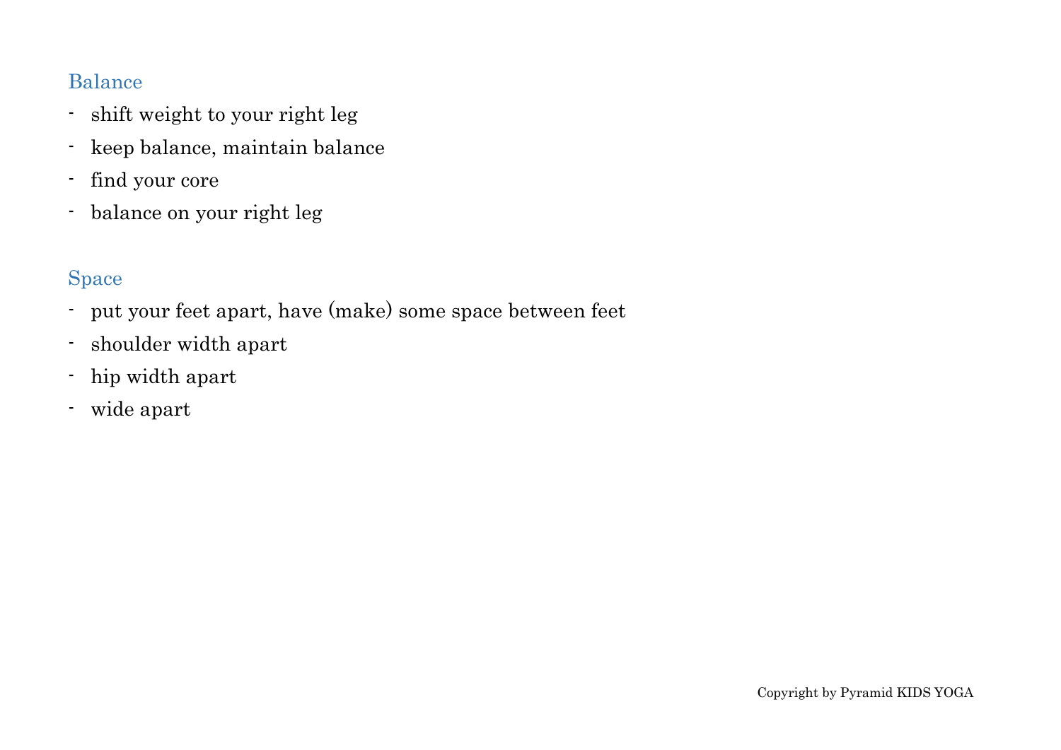## Balance

- shift weight to your right leg
- keep balance, maintain balance
- find your core
- balance on your right leg

## Space

- put your feet apart, have (make) some space between feet
- shoulder width apart
- hip width apart
- wide apart

Copyright by Pyramid KIDS YOGA